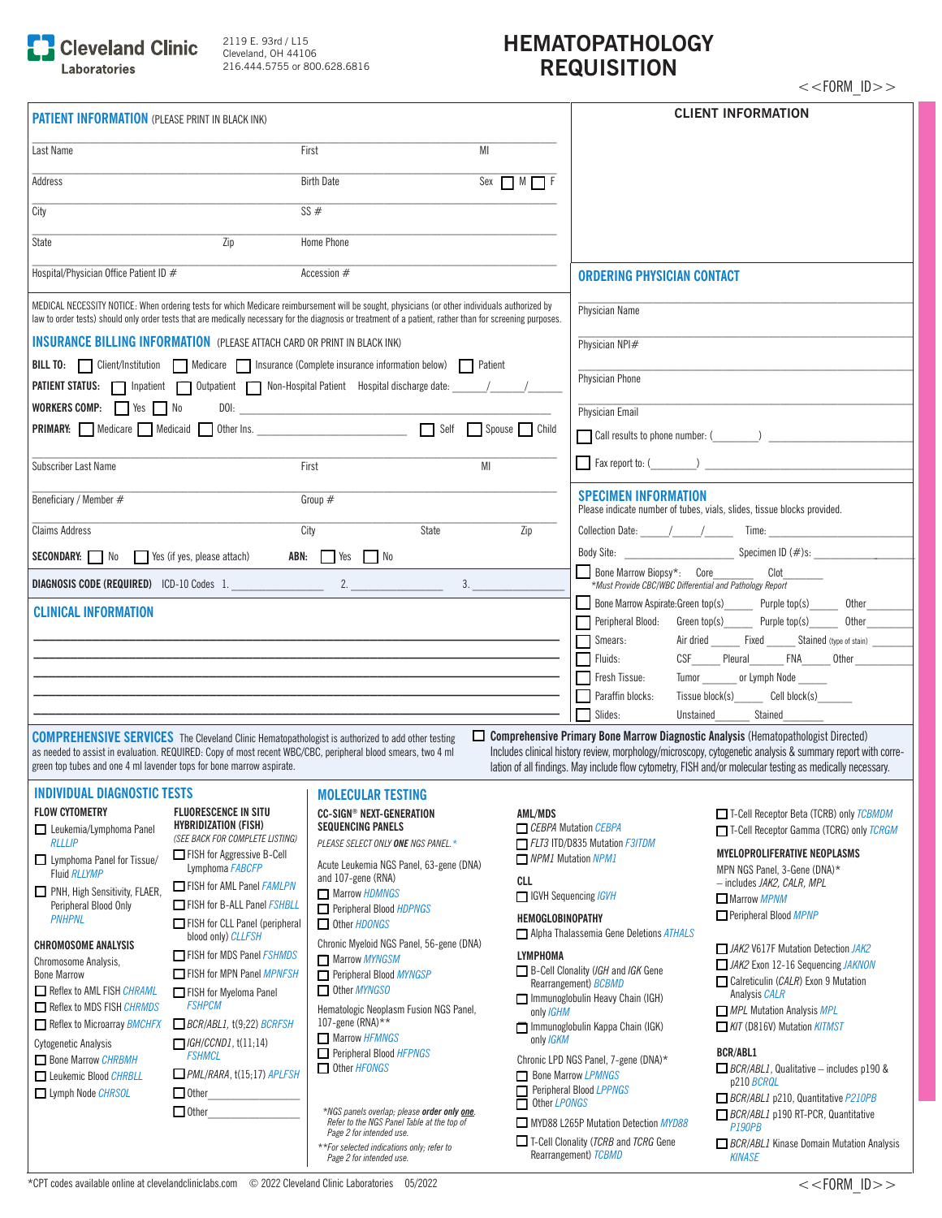# Cleveland Clinic Laboratories

2119 E. 93rd / L15
Cleveland, OH 44106
216.444.5755 or 800.628.6816

# HEMATOPATHOLOGY REQUISITION

<<FORM_ID>>

## PATIENT INFORMATION (PLEASE PRINT IN BLACK INK)

Last Name ______ First ______ MI ______

Address ______ Birth Date ______ Sex ☐ M ☐ F

City ______ SS # ______

State ______ Zip ______ Home Phone ______

Hospital/Physician Office Patient ID # ______ Accession # ______

MEDICAL NECESSITY NOTICE: When ordering tests for which Medicare reimbursement will be sought, physicians (or other individuals authorized by law to order tests) should only order tests that are medically necessary for the diagnosis or treatment of a patient, rather than for screening purposes.

## INSURANCE BILLING INFORMATION (PLEASE ATTACH CARD OR PRINT IN BLACK INK)

**BILL TO:** ☐ Client/Institution ☐ Medicare ☐ Insurance (Complete insurance information below) ☐ Patient

**PATIENT STATUS:** ☐ Inpatient ☐ Outpatient ☐ Non-Hospital Patient Hospital discharge date: ____/____/____

**WORKERS COMP:** ☐ Yes ☐ No DOI: ______

**PRIMARY:** ☐ Medicare ☐ Medicaid ☐ Other Ins. ______ ☐ Self ☐ Spouse ☐ Child

Subscriber Last Name ______ First ______ MI ______

Beneficiary / Member # ______ Group # ______

Claims Address ______ City ______ State ______ Zip ______

**SECONDARY:** ☐ No ☐ Yes (if yes, please attach) **ABN:** ☐ Yes ☐ No

**DIAGNOSIS CODE (REQUIRED)** ICD-10 Codes 1. ______ 2. ______ 3. ______

## CLINICAL INFORMATION

______

## CLIENT INFORMATION

## ORDERING PHYSICIAN CONTACT

Physician Name ______

Physician NPI# ______

Physician Phone ______

Physician Email ______

☐ Call results to phone number: (______) ______

☐ Fax report to: (______) ______

## SPECIMEN INFORMATION

Please indicate number of tubes, vials, slides, tissue blocks provided.

Collection Date: ____/____/____ Time: ______

Body Site: ______ Specimen ID (#)s: ______

☐ Bone Marrow Biopsy*: Core______ Clot______
*Must Provide CBC/WBC Differential and Pathology Report*

☐ Bone Marrow Aspirate: Green top(s)______ Purple top(s)______ Other______

☐ Peripheral Blood: Green top(s)______ Purple top(s)______ Other______

☐ Smears: Air dried______ Fixed______ Stained (type of stain) ______

☐ Fluids: CSF______ Pleural______ FNA______ Other______

☐ Fresh Tissue: Tumor______ or Lymph Node______

☐ Paraffin blocks: Tissue block(s)______ Cell block(s)______

☐ Slides: Unstained______ Stained______

## COMPREHENSIVE SERVICES

The Cleveland Clinic Hematopathologist is authorized to add other testing as needed to assist in evaluation. REQUIRED: Copy of most recent WBC/CBC, peripheral blood smears, two 4 ml green top tubes and one 4 ml lavender tops for bone marrow aspirate.

☐ **Comprehensive Primary Bone Marrow Diagnostic Analysis** (Hematopathologist Directed)
Includes clinical history review, morphology/microscopy, cytogenetic analysis & summary report with correlation of all findings. May include flow cytometry, FISH and/or molecular testing as medically necessary.

## INDIVIDUAL DIAGNOSTIC TESTS

### FLOW CYTOMETRY

- ☐ Leukemia/Lymphoma Panel RLLLIP
- ☐ Lymphoma Panel for Tissue/Fluid RLLYMP
- ☐ PNH, High Sensitivity, FLAER, Peripheral Blood Only PNHPNL

### CHROMOSOME ANALYSIS

Chromosome Analysis, Bone Marrow
- ☐ Reflex to AML FISH CHRAML
- ☐ Reflex to MDS FISH CHRMDS
- ☐ Reflex to Microarray BMCHFX

Cytogenetic Analysis
- ☐ Bone Marrow CHRBMH
- ☐ Leukemic Blood CHRBLL
- ☐ Lymph Node CHRSOL

### FLUORESCENCE IN SITU HYBRIDIZATION (FISH)

*(SEE BACK FOR COMPLETE LISTING)*

- ☐ FISH for Aggressive B-Cell Lymphoma FABCFP
- ☐ FISH for AML Panel FAMLPN
- ☐ FISH for B-ALL Panel FSHBLL
- ☐ FISH for CLL Panel (peripheral blood only) CLLFSH
- ☐ FISH for MDS Panel FSHMDS
- ☐ FISH for MPN Panel MPNFSH
- ☐ FISH for Myeloma Panel FSHPCM
- ☐ *BCR/ABL1*, t(9;22) BCRFSH
- ☐ *IGH/CCND1*, t(11;14) FSHMCL
- ☐ *PML/RARA*, t(15;17) APLFSH
- ☐ Other______
- ☐ Other______

## MOLECULAR TESTING

### CC-SIGN® NEXT-GENERATION SEQUENCING PANELS

*PLEASE SELECT ONLY **ONE** NGS PANEL.**

Acute Leukemia NGS Panel, 63-gene (DNA) and 107-gene (RNA)
- ☐ Marrow HDMNGS
- ☐ Peripheral Blood HDPNGS
- ☐ Other HDONGS

Chronic Myeloid NGS Panel, 56-gene (DNA)
- ☐ Marrow MYNGSM
- ☐ Peripheral Blood MYNGSP
- ☐ Other MYNGSO

Hematologic Neoplasm Fusion NGS Panel, 107-gene (RNA)**
- ☐ Marrow HFMNGS
- ☐ Peripheral Blood HFPNGS
- ☐ Other HFONGS

*\*NGS panels overlap; please **order only one**. Refer to the NGS Panel Table at the top of Page 2 for intended use.*

*\*\*For selected indications only; refer to Page 2 for intended use.*

### AML/MDS

- ☐ *CEBPA* Mutation CEBPA
- ☐ *FLT3* ITD/D835 Mutation F3ITDM
- ☐ *NPM1* Mutation NPM1

### CLL

- ☐ IGVH Sequencing IGVH

### HEMOGLOBINOPATHY

- ☐ Alpha Thalassemia Gene Deletions ATHALS

### LYMPHOMA

- ☐ B-Cell Clonality (*IGH* and *IGK* Gene Rearrangement) BCBMD
- ☐ Immunoglobulin Heavy Chain (IGH) only IGHM
- ☐ Immunoglobulin Kappa Chain (IGK) only IGKM

Chronic LPD NGS Panel, 7-gene (DNA)*
- ☐ Bone Marrow LPMNGS
- ☐ Peripheral Blood LPPNGS
- ☐ Other LPONGS

- ☐ MYD88 L265P Mutation Detection MYD88
- ☐ T-Cell Clonality (*TCRB* and *TCRG* Gene Rearrangement) TCBMD
- ☐ T-Cell Receptor Beta (TCRB) only TCBMDM
- ☐ T-Cell Receptor Gamma (TCRG) only TCRGM

### MYELOPROLIFERATIVE NEOPLASMS

MPN NGS Panel, 3-Gene (DNA)* – includes *JAK2, CALR, MPL*
- ☐ Marrow MPNM
- ☐ Peripheral Blood MPNP

- ☐ *JAK2* V617F Mutation Detection JAK2
- ☐ *JAK2* Exon 12-16 Sequencing JAKNON
- ☐ Calreticulin (*CALR*) Exon 9 Mutation Analysis CALR
- ☐ *MPL* Mutation Analysis MPL
- ☐ *KIT* (D816V) Mutation KITMST

### BCR/ABL1

- ☐ *BCR/ABL1*, Qualitative – includes p190 & p210 BCRQL
- ☐ *BCR/ABL1* p210, Quantitative P210PB
- ☐ *BCR/ABL1* p190 RT-PCR, Quantitative P190PB
- ☐ *BCR/ABL1* Kinase Domain Mutation Analysis KINASE

*CPT codes available online at clevelandcliniclabs.com © 2022 Cleveland Clinic Laboratories 05/2022

<<FORM_ID>>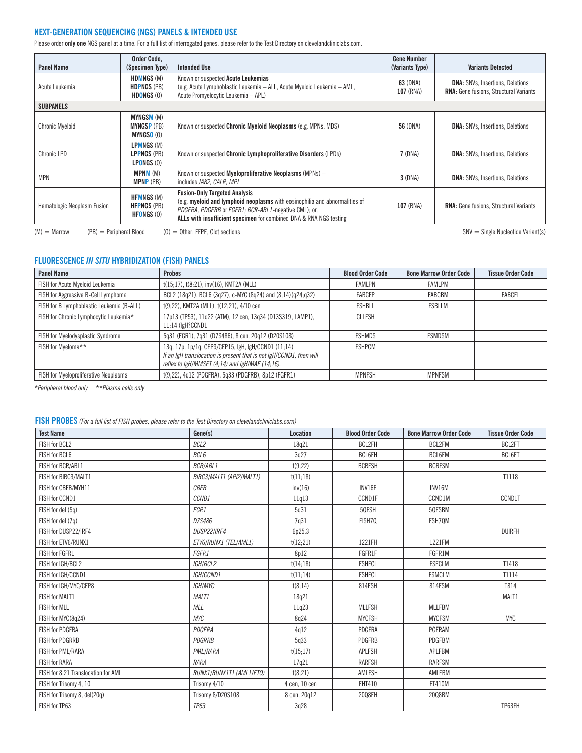## NEXT-GENERATION SEQUENCING (NGS) PANELS & INTENDED USE

Please order **only one** NGS panel at a time. For a full list of interrogated genes, please refer to the Test Directory on clevelandcliniclabs.com.

| Panel Name | Order Code, (Specimen Type) | Intended Use | Gene Number (Variants Type) | Variants Detected |
|---|---|---|---|---|
| Acute Leukemia | **HDMNGS** (M)<br>**HDPNGS** (PB)<br>**HDONGS** (O) | Known or suspected **Acute Leukemias** (e.g. Acute Lymphoblastic Leukemia – ALL, Acute Myeloid Leukemia – AML, Acute Promyelocytic Leukemia – APL) | **63** (DNA)<br>**107** (RNA) | **DNA:** SNVs, Insertions, Deletions<br>**RNA:** Gene fusions, Structural Variants |
| **SUBPANELS** | | | | |
| Chronic Myeloid | **MYNGSM** (M)<br>**MYNGSP** (PB)<br>**MYNGSO** (O) | Known or suspected **Chronic Myeloid Neoplasms** (e.g. MPNs, MDS) | **56** (DNA) | **DNA:** SNVs, Insertions, Deletions |
| Chronic LPD | **LPMNGS** (M)<br>**LPPNGS** (PB)<br>**LPONGS** (O) | Known or suspected **Chronic Lymphoproliferative Disorders** (LPDs) | **7** (DNA) | **DNA:** SNVs, Insertions, Deletions |
| MPN | **MPNM** (M)<br>**MPNP** (PB) | Known or suspected **Myeloproliferative Neoplasms** (MPNs) – includes *JAK2, CALR, MPL* | **3** (DNA) | **DNA:** SNVs, Insertions, Deletions |
| Hematologic Neoplasm Fusion | **HFMNGS** (M)<br>**HFPNGS** (PB)<br>**HFONGS** (O) | **Fusion-Only Targeted Analysis** (e.g. **myeloid and lymphoid neoplasms** with eosinophilia and abnormalities of *PDGFRA, PDGFRB* or *FGFR1; BCR-ABL1*-negative CML); or, **ALLs with insufficient specimen** for combined DNA & RNA NGS testing | **107** (RNA) | **RNA:** Gene fusions, Structural Variants |

(M) = Marrow (PB) = Peripheral Blood (O) = Other: FFPE, Clot sections

SNV = Single Nucleotide Variant(s)

## FLUORESCENCE *IN SITU* HYBRIDIZATION (FISH) PANELS

| Panel Name | Probes | Blood Order Code | Bone Marrow Order Code | Tissue Order Code |
|---|---|---|---|---|
| FISH for Acute Myeloid Leukemia | t(15;17), t(8;21), inv(16), KMT2A (MLL) | FAMLPN | FAMLPM | |
| FISH for Aggressive B-Cell Lymphoma | BCL2 (18q21), BCL6 (3q27), c-MYC (8q24) and (8;14)(q24;q32) | FABCFP | FABCBM | FABCEL |
| FISH for B Lymphoblastic Leukemia (B-ALL) | t(9;22), KMT2A (MLL), t(12;21), 4/10 cen | FSHBLL | FSBLLM | |
| FISH for Chronic Lymphocytic Leukemia* | 17p13 (TP53), 11q22 (ATM), 12 cen, 13q34 (D13S319, LAMP1), 11;14 (IgH?CCND1 | CLLFSH | | |
| FISH for Myelodysplastic Syndrome | 5q31 (EGR1), 7q31 (D7S486), 8 cen, 20q12 (D20S108) | FSHMDS | FSMDSM | |
| FISH for Myeloma** | 13q, 17p, 1p/1q, CEP9/CEP15, IgH, IgH/CCND1 (11;14)<br>*If an IgH translocation is present that is not IgH/CCND1, then will reflex to IgH/MMSET (4;14) and IgH/MAF (14;16).* | FSHPCM | | |
| FISH for Myeloproliferative Neoplasms | t(9;22), 4q12 (PDGFRA), 5q33 (PDGFRB), 8p12 (FGFR1) | MPNFSH | MPNFSM | |

**Peripheral blood only \*\*Plasma cells only*

## FISH PROBES *(For a full list of FISH probes, please refer to the Test Directory on clevelandcliniclabs.com)*

| Test Name | Gene(s) | Location | Blood Order Code | Bone Marrow Order Code | Tissue Order Code |
|---|---|---|---|---|---|
| FISH for BCL2 | *BCL2* | 18q21 | BCL2FH | BCL2FM | BCL2FT |
| FISH for BCL6 | *BCL6* | 3q27 | BCL6FH | BCL6FM | BCL6FT |
| FISH for BCR/ABL1 | *BCR/ABL1* | t(9;22) | BCRFSH | BCRFSM | |
| FISH for BIRC3/MALT1 | *BIRC3/MALT1 (API2/MALT1)* | t(11;18) | | | T1118 |
| FISH for CBFB/MYH11 | *CBFB* | inv(16) | INV16F | INV16M | |
| FISH for CCND1 | *CCND1* | 11q13 | CCND1F | CCND1M | CCND1T |
| FISH for del (5q) | *EGR1* | 5q31 | 5QFSH | 5QFSBM | |
| FISH for del (7q) | *D7S486* | 7q31 | FISH7Q | FSH7QM | |
| FISH for DUSP22/IRF4 | *DUSP22/IRF4* | 6p25.3 | | | DUIRFH |
| FISH for ETV6/RUNX1 | *ETV6/RUNX1 (TEL/AML1)* | t(12;21) | 1221FH | 1221FM | |
| FISH for FGFR1 | *FGFR1* | 8p12 | FGFR1F | FGFR1M | |
| FISH for IGH/BCL2 | *IGH/BCL2* | t(14;18) | FSHFCL | FSFCLM | T1418 |
| FISH for IGH/CCND1 | *IGH/CCND1* | t(11;14) | FSHFCL | FSMCLM | T1114 |
| FISH for IGH/MYC/CEP8 | *IGH/MYC* | t(8;14) | 814FSH | 814FSM | T814 |
| FISH for MALT1 | *MALT1* | 18q21 | | | MALT1 |
| FISH for MLL | *MLL* | 11q23 | MLLFSH | MLLFBM | |
| FISH for MYC(8q24) | *MYC* | 8q24 | MYCFSH | MYCFSM | MYC |
| FISH for PDGFRA | *PDGFRA* | 4q12 | PDGFRA | PGFRAM | |
| FISH for PDGRRB | *PDGRRB* | 5q33 | PDGFRB | PDGFBM | |
| FISH for PML/RARA | *PML/RARA* | t(15;17) | APLFSH | APLFBM | |
| FISH for RARA | *RARA* | 17q21 | RARFSH | RARFSM | |
| FISH for 8;21 Translocation for AML | *RUNX1/RUNX1T1 (AML1/ETO)* | t(8;21) | AMLFSH | AMLFBM | |
| FISH for Trisomy 4, 10 | Trisomy 4/10 | 4 cen, 10 cen | FHT410 | FT410M | |
| FISH for Trisomy 8, del(20q) | Trisomy 8/D20S108 | 8 cen, 20q12 | 20Q8FH | 20Q8BM | |
| FISH for TP63 | *TP63* | 3q28 | | | TP63FH |